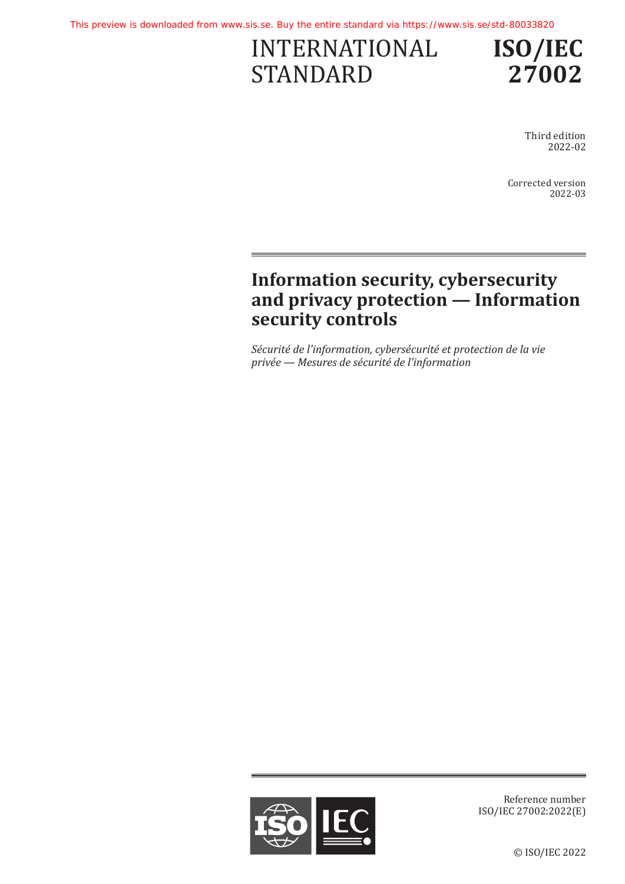This preview is downloaded from www.sis.se. Buy the entire standard via https://www.sis.se/std-80033820

INTERNATIONAL STANDARD

**ISO/IEC 27002**

Third edition
2022-02

Corrected version
2022-03

# Information security, cybersecurity and privacy protection — Information security controls

*Sécurité de l'information, cybersécurité et protection de la vie privée — Mesures de sécurité de l'information*

Reference number
ISO/IEC 27002:2022(E)

© ISO/IEC 2022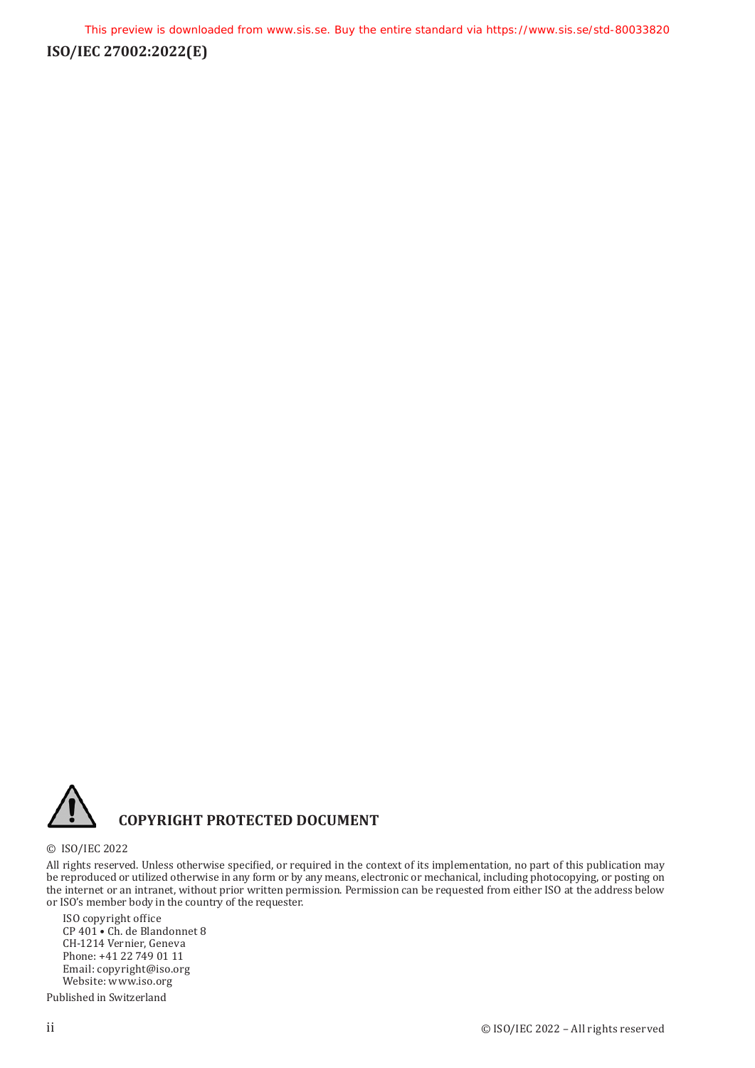**COPYRIGHT PROTECTED DOCUMENT**

© ISO/IEC 2022

All rights reserved. Unless otherwise specified, or required in the context of its implementation, no part of this publication may be reproduced or utilized otherwise in any form or by any means, electronic or mechanical, including photocopying, or posting on the internet or an intranet, without prior written permission. Permission can be requested from either ISO at the address below or ISO's member body in the country of the requester.

ISO copyright office
CP 401 • Ch. de Blandonnet 8
CH-1214 Vernier, Geneva
Phone: +41 22 749 01 11
Email: copyright@iso.org
Website: www.iso.org

Published in Switzerland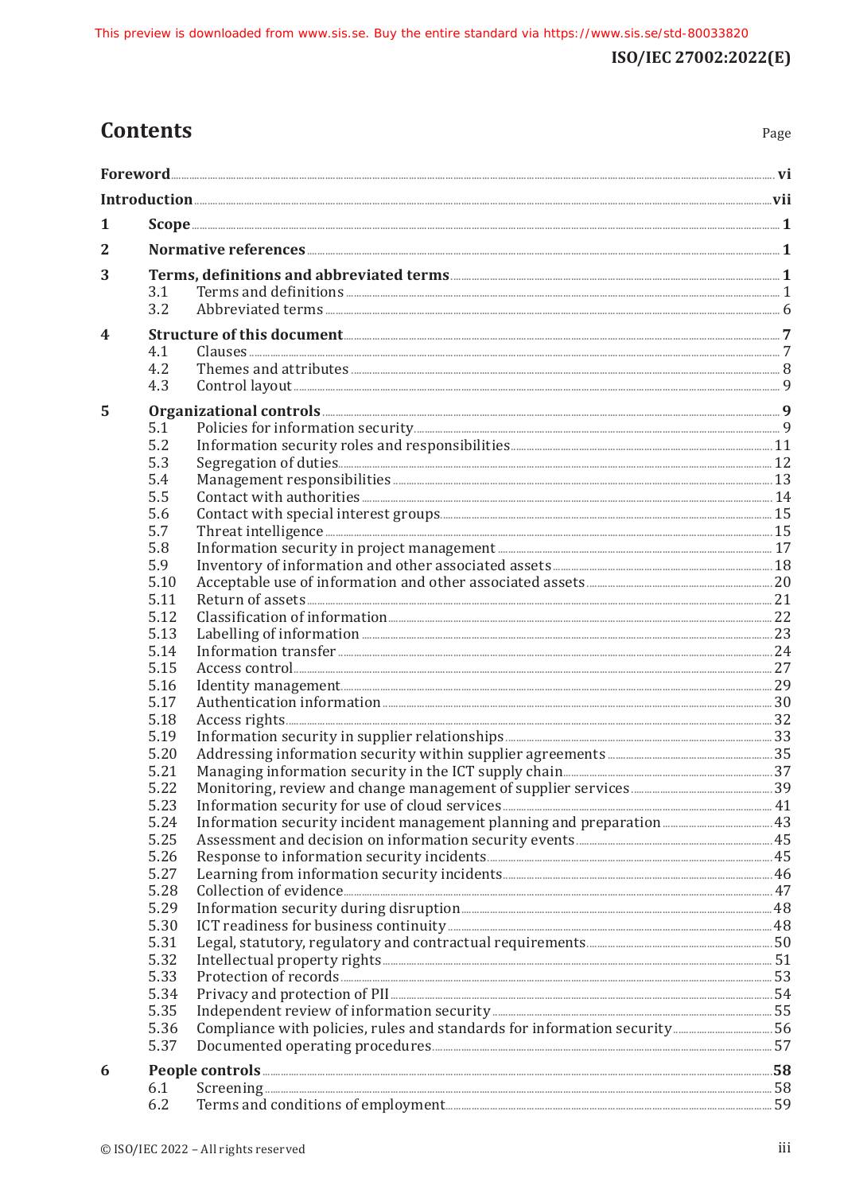# Contents

Page

**Foreword** ... **vi**

**Introduction** ... **vii**

**1 Scope** ... **1**

**2 Normative references** ... **1**

**3 Terms, definitions and abbreviated terms** ... **1**
- 3.1 Terms and definitions ... 1
- 3.2 Abbreviated terms ... 6

**4 Structure of this document** ... **7**
- 4.1 Clauses ... 7
- 4.2 Themes and attributes ... 8
- 4.3 Control layout ... 9

**5 Organizational controls** ... **9**
- 5.1 Policies for information security ... 9
- 5.2 Information security roles and responsibilities ... 11
- 5.3 Segregation of duties ... 12
- 5.4 Management responsibilities ... 13
- 5.5 Contact with authorities ... 14
- 5.6 Contact with special interest groups ... 15
- 5.7 Threat intelligence ... 15
- 5.8 Information security in project management ... 17
- 5.9 Inventory of information and other associated assets ... 18
- 5.10 Acceptable use of information and other associated assets ... 20
- 5.11 Return of assets ... 21
- 5.12 Classification of information ... 22
- 5.13 Labelling of information ... 23
- 5.14 Information transfer ... 24
- 5.15 Access control ... 27
- 5.16 Identity management ... 29
- 5.17 Authentication information ... 30
- 5.18 Access rights ... 32
- 5.19 Information security in supplier relationships ... 33
- 5.20 Addressing information security within supplier agreements ... 35
- 5.21 Managing information security in the ICT supply chain ... 37
- 5.22 Monitoring, review and change management of supplier services ... 39
- 5.23 Information security for use of cloud services ... 41
- 5.24 Information security incident management planning and preparation ... 43
- 5.25 Assessment and decision on information security events ... 45
- 5.26 Response to information security incidents ... 45
- 5.27 Learning from information security incidents ... 46
- 5.28 Collection of evidence ... 47
- 5.29 Information security during disruption ... 48
- 5.30 ICT readiness for business continuity ... 48
- 5.31 Legal, statutory, regulatory and contractual requirements ... 50
- 5.32 Intellectual property rights ... 51
- 5.33 Protection of records ... 53
- 5.34 Privacy and protection of PII ... 54
- 5.35 Independent review of information security ... 55
- 5.36 Compliance with policies, rules and standards for information security ... 56
- 5.37 Documented operating procedures ... 57

**6 People controls** ... **58**
- 6.1 Screening ... 58
- 6.2 Terms and conditions of employment ... 59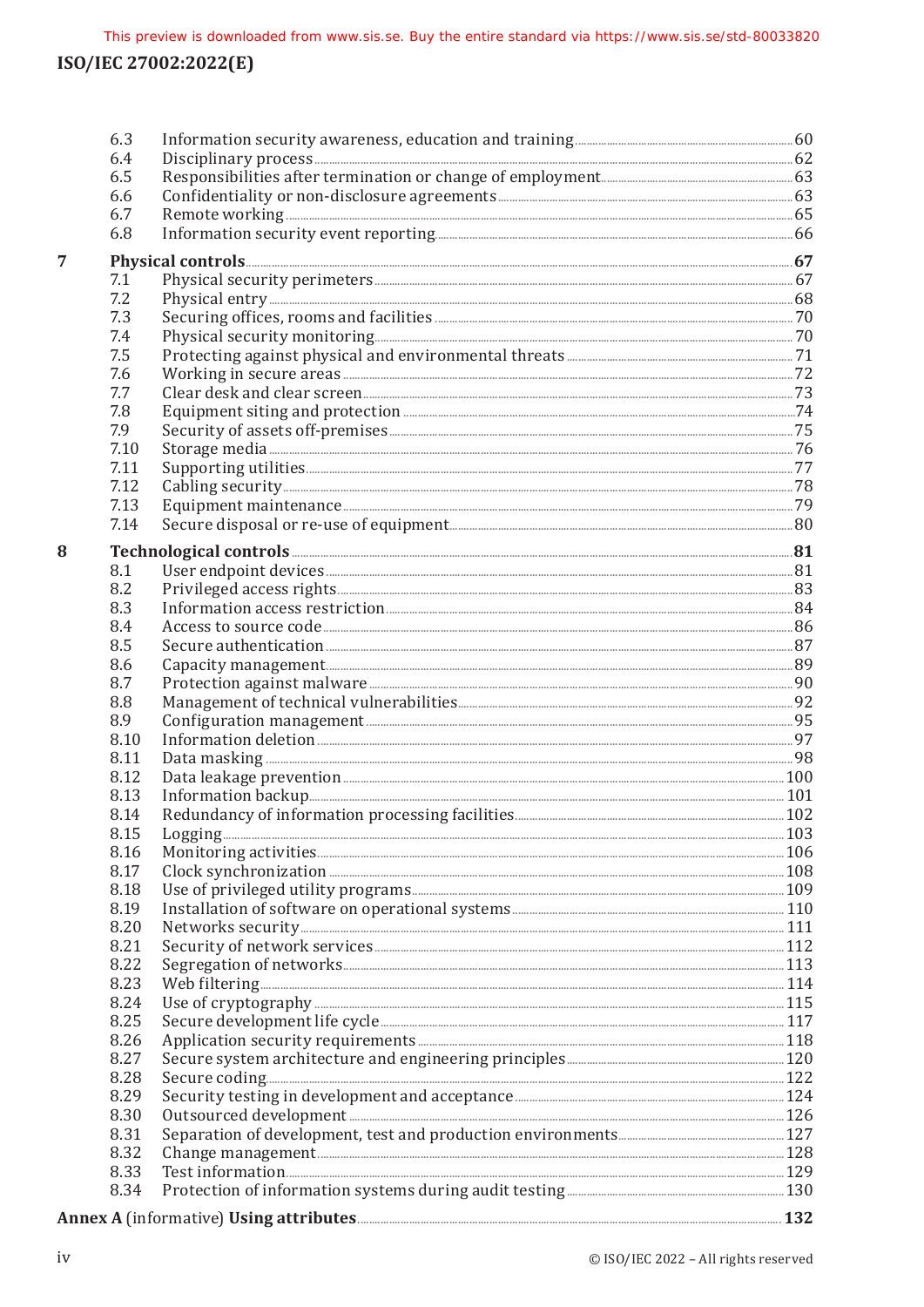| | | |
|---|---|---|
| 6.3 | Information security awareness, education and training | 60 |
| 6.4 | Disciplinary process | 62 |
| 6.5 | Responsibilities after termination or change of employment | 63 |
| 6.6 | Confidentiality or non-disclosure agreements | 63 |
| 6.7 | Remote working | 65 |
| 6.8 | Information security event reporting | 66 |

**7 Physical controls** ..... **67**

| | | |
|---|---|---|
| 7.1 | Physical security perimeters | 67 |
| 7.2 | Physical entry | 68 |
| 7.3 | Securing offices, rooms and facilities | 70 |
| 7.4 | Physical security monitoring | 70 |
| 7.5 | Protecting against physical and environmental threats | 71 |
| 7.6 | Working in secure areas | 72 |
| 7.7 | Clear desk and clear screen | 73 |
| 7.8 | Equipment siting and protection | 74 |
| 7.9 | Security of assets off-premises | 75 |
| 7.10 | Storage media | 76 |
| 7.11 | Supporting utilities | 77 |
| 7.12 | Cabling security | 78 |
| 7.13 | Equipment maintenance | 79 |
| 7.14 | Secure disposal or re-use of equipment | 80 |

**8 Technological controls** ..... **81**

| | | |
|---|---|---|
| 8.1 | User endpoint devices | 81 |
| 8.2 | Privileged access rights | 83 |
| 8.3 | Information access restriction | 84 |
| 8.4 | Access to source code | 86 |
| 8.5 | Secure authentication | 87 |
| 8.6 | Capacity management | 89 |
| 8.7 | Protection against malware | 90 |
| 8.8 | Management of technical vulnerabilities | 92 |
| 8.9 | Configuration management | 95 |
| 8.10 | Information deletion | 97 |
| 8.11 | Data masking | 98 |
| 8.12 | Data leakage prevention | 100 |
| 8.13 | Information backup | 101 |
| 8.14 | Redundancy of information processing facilities | 102 |
| 8.15 | Logging | 103 |
| 8.16 | Monitoring activities | 106 |
| 8.17 | Clock synchronization | 108 |
| 8.18 | Use of privileged utility programs | 109 |
| 8.19 | Installation of software on operational systems | 110 |
| 8.20 | Networks security | 111 |
| 8.21 | Security of network services | 112 |
| 8.22 | Segregation of networks | 113 |
| 8.23 | Web filtering | 114 |
| 8.24 | Use of cryptography | 115 |
| 8.25 | Secure development life cycle | 117 |
| 8.26 | Application security requirements | 118 |
| 8.27 | Secure system architecture and engineering principles | 120 |
| 8.28 | Secure coding | 122 |
| 8.29 | Security testing in development and acceptance | 124 |
| 8.30 | Outsourced development | 126 |
| 8.31 | Separation of development, test and production environments | 127 |
| 8.32 | Change management | 128 |
| 8.33 | Test information | 129 |
| 8.34 | Protection of information systems during audit testing | 130 |

**Annex A** (informative) **Using attributes** ..... **132**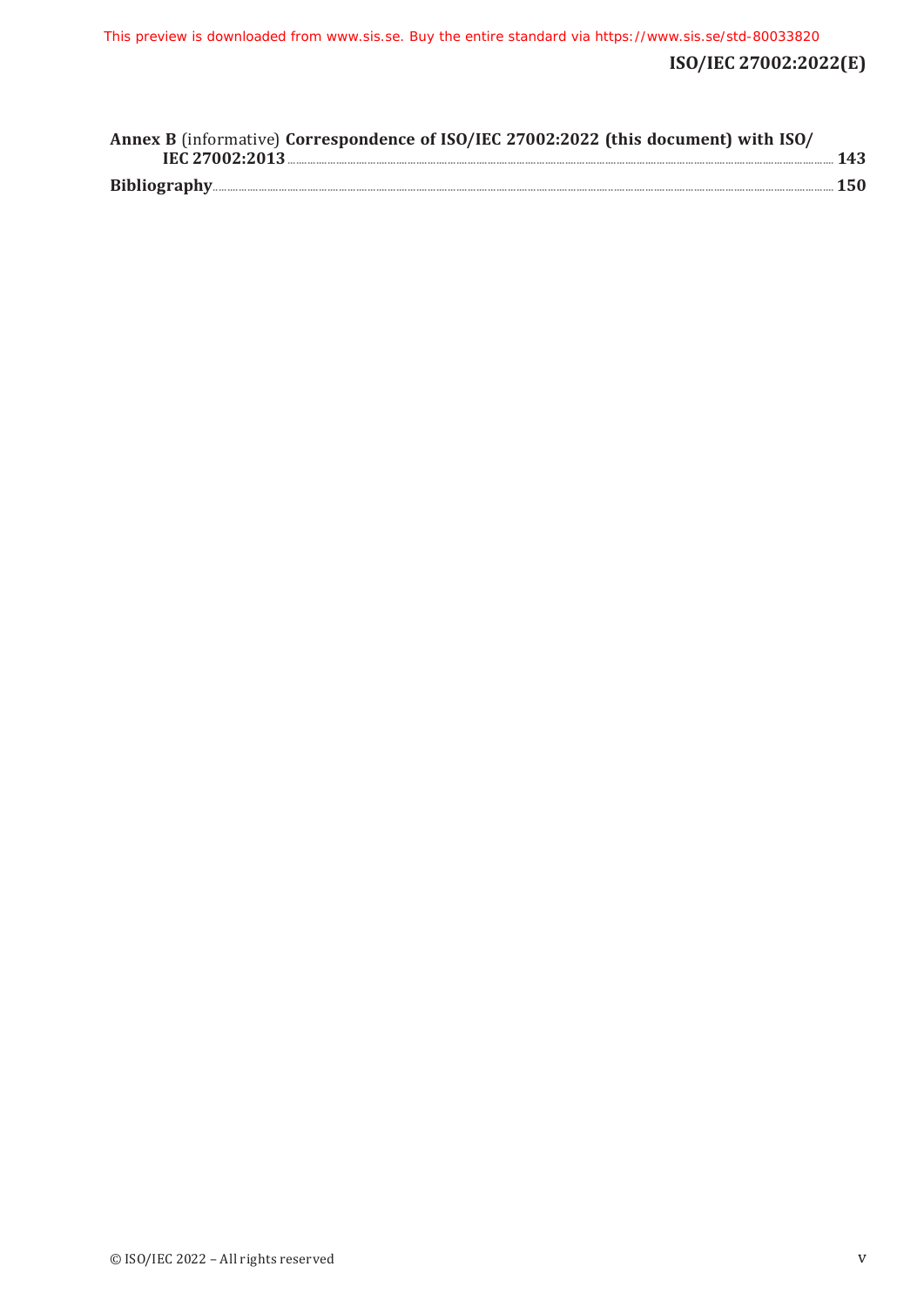**Annex B** (informative) **Correspondence of ISO/IEC 27002:2022 (this document) with ISO/IEC 27002:2013** ..... **143**

**Bibliography** ..... **150**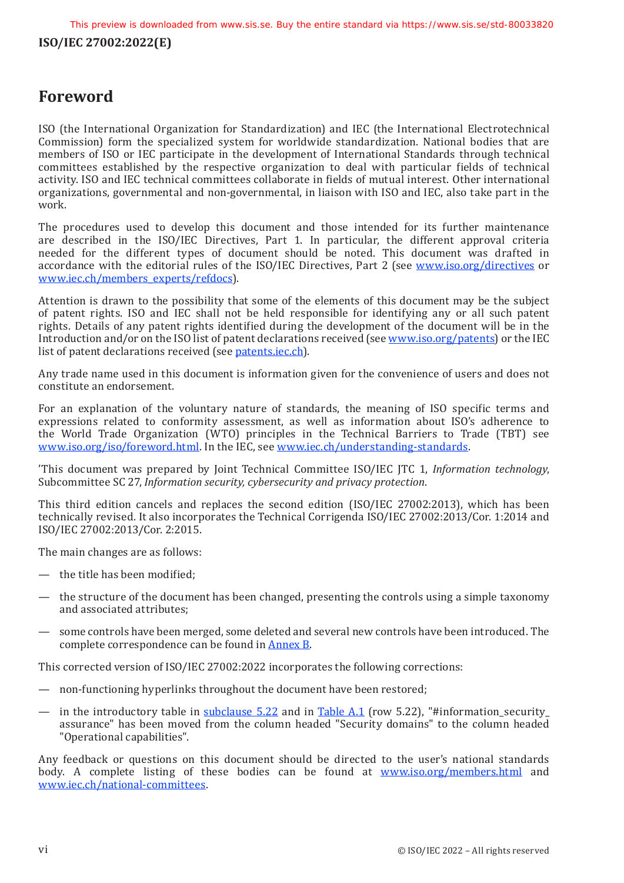# Foreword

ISO (the International Organization for Standardization) and IEC (the International Electrotechnical Commission) form the specialized system for worldwide standardization. National bodies that are members of ISO or IEC participate in the development of International Standards through technical committees established by the respective organization to deal with particular fields of technical activity. ISO and IEC technical committees collaborate in fields of mutual interest. Other international organizations, governmental and non-governmental, in liaison with ISO and IEC, also take part in the work.

The procedures used to develop this document and those intended for its further maintenance are described in the ISO/IEC Directives, Part 1. In particular, the different approval criteria needed for the different types of document should be noted. This document was drafted in accordance with the editorial rules of the ISO/IEC Directives, Part 2 (see www.iso.org/directives or www.iec.ch/members_experts/refdocs).

Attention is drawn to the possibility that some of the elements of this document may be the subject of patent rights. ISO and IEC shall not be held responsible for identifying any or all such patent rights. Details of any patent rights identified during the development of the document will be in the Introduction and/or on the ISO list of patent declarations received (see www.iso.org/patents) or the IEC list of patent declarations received (see patents.iec.ch).

Any trade name used in this document is information given for the convenience of users and does not constitute an endorsement.

For an explanation of the voluntary nature of standards, the meaning of ISO specific terms and expressions related to conformity assessment, as well as information about ISO's adherence to the World Trade Organization (WTO) principles in the Technical Barriers to Trade (TBT) see www.iso.org/iso/foreword.html. In the IEC, see www.iec.ch/understanding-standards.

'This document was prepared by Joint Technical Committee ISO/IEC JTC 1, *Information technology*, Subcommittee SC 27, *Information security, cybersecurity and privacy protection*.

This third edition cancels and replaces the second edition (ISO/IEC 27002:2013), which has been technically revised. It also incorporates the Technical Corrigenda ISO/IEC 27002:2013/Cor. 1:2014 and ISO/IEC 27002:2013/Cor. 2:2015.

The main changes are as follows:

— the title has been modified;

— the structure of the document has been changed, presenting the controls using a simple taxonomy and associated attributes;

— some controls have been merged, some deleted and several new controls have been introduced. The complete correspondence can be found in Annex B.

This corrected version of ISO/IEC 27002:2022 incorporates the following corrections:

— non-functioning hyperlinks throughout the document have been restored;

— in the introductory table in subclause 5.22 and in Table A.1 (row 5.22), "#information_security_assurance" has been moved from the column headed "Security domains" to the column headed "Operational capabilities".

Any feedback or questions on this document should be directed to the user's national standards body. A complete listing of these bodies can be found at www.iso.org/members.html and www.iec.ch/national-committees.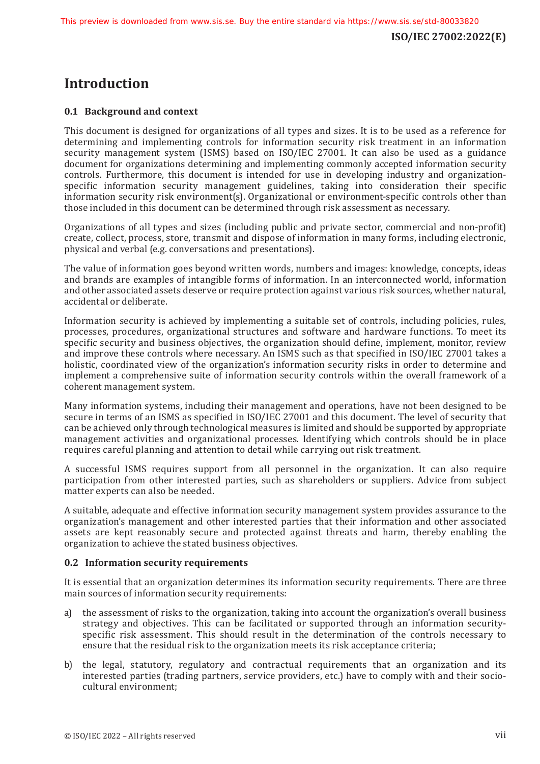# Introduction

## 0.1 Background and context

This document is designed for organizations of all types and sizes. It is to be used as a reference for determining and implementing controls for information security risk treatment in an information security management system (ISMS) based on ISO/IEC 27001. It can also be used as a guidance document for organizations determining and implementing commonly accepted information security controls. Furthermore, this document is intended for use in developing industry and organization-specific information security management guidelines, taking into consideration their specific information security risk environment(s). Organizational or environment-specific controls other than those included in this document can be determined through risk assessment as necessary.

Organizations of all types and sizes (including public and private sector, commercial and non-profit) create, collect, process, store, transmit and dispose of information in many forms, including electronic, physical and verbal (e.g. conversations and presentations).

The value of information goes beyond written words, numbers and images: knowledge, concepts, ideas and brands are examples of intangible forms of information. In an interconnected world, information and other associated assets deserve or require protection against various risk sources, whether natural, accidental or deliberate.

Information security is achieved by implementing a suitable set of controls, including policies, rules, processes, procedures, organizational structures and software and hardware functions. To meet its specific security and business objectives, the organization should define, implement, monitor, review and improve these controls where necessary. An ISMS such as that specified in ISO/IEC 27001 takes a holistic, coordinated view of the organization's information security risks in order to determine and implement a comprehensive suite of information security controls within the overall framework of a coherent management system.

Many information systems, including their management and operations, have not been designed to be secure in terms of an ISMS as specified in ISO/IEC 27001 and this document. The level of security that can be achieved only through technological measures is limited and should be supported by appropriate management activities and organizational processes. Identifying which controls should be in place requires careful planning and attention to detail while carrying out risk treatment.

A successful ISMS requires support from all personnel in the organization. It can also require participation from other interested parties, such as shareholders or suppliers. Advice from subject matter experts can also be needed.

A suitable, adequate and effective information security management system provides assurance to the organization's management and other interested parties that their information and other associated assets are kept reasonably secure and protected against threats and harm, thereby enabling the organization to achieve the stated business objectives.

## 0.2 Information security requirements

It is essential that an organization determines its information security requirements. There are three main sources of information security requirements:

a) the assessment of risks to the organization, taking into account the organization's overall business strategy and objectives. This can be facilitated or supported through an information security-specific risk assessment. This should result in the determination of the controls necessary to ensure that the residual risk to the organization meets its risk acceptance criteria;

b) the legal, statutory, regulatory and contractual requirements that an organization and its interested parties (trading partners, service providers, etc.) have to comply with and their socio-cultural environment;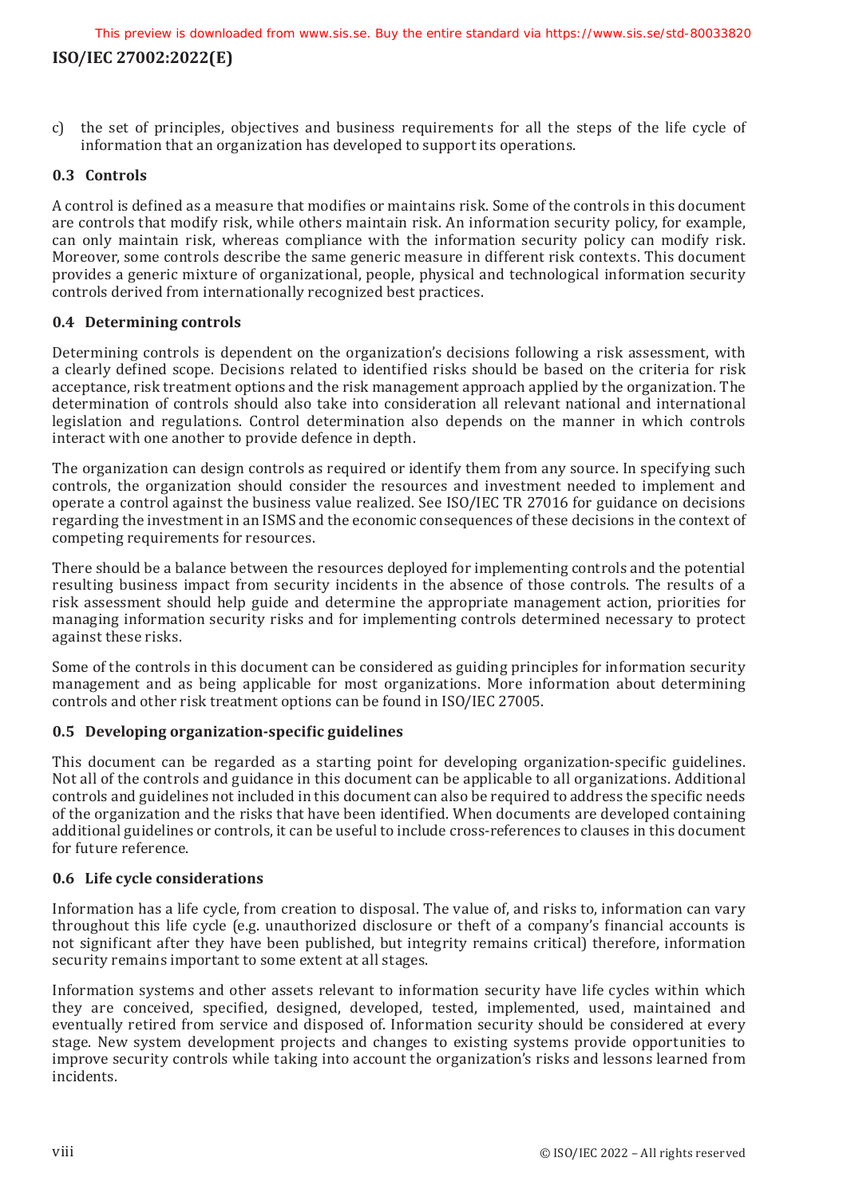c) the set of principles, objectives and business requirements for all the steps of the life cycle of information that an organization has developed to support its operations.

## 0.3 Controls

A control is defined as a measure that modifies or maintains risk. Some of the controls in this document are controls that modify risk, while others maintain risk. An information security policy, for example, can only maintain risk, whereas compliance with the information security policy can modify risk. Moreover, some controls describe the same generic measure in different risk contexts. This document provides a generic mixture of organizational, people, physical and technological information security controls derived from internationally recognized best practices.

## 0.4 Determining controls

Determining controls is dependent on the organization's decisions following a risk assessment, with a clearly defined scope. Decisions related to identified risks should be based on the criteria for risk acceptance, risk treatment options and the risk management approach applied by the organization. The determination of controls should also take into consideration all relevant national and international legislation and regulations. Control determination also depends on the manner in which controls interact with one another to provide defence in depth.

The organization can design controls as required or identify them from any source. In specifying such controls, the organization should consider the resources and investment needed to implement and operate a control against the business value realized. See ISO/IEC TR 27016 for guidance on decisions regarding the investment in an ISMS and the economic consequences of these decisions in the context of competing requirements for resources.

There should be a balance between the resources deployed for implementing controls and the potential resulting business impact from security incidents in the absence of those controls. The results of a risk assessment should help guide and determine the appropriate management action, priorities for managing information security risks and for implementing controls determined necessary to protect against these risks.

Some of the controls in this document can be considered as guiding principles for information security management and as being applicable for most organizations. More information about determining controls and other risk treatment options can be found in ISO/IEC 27005.

## 0.5 Developing organization-specific guidelines

This document can be regarded as a starting point for developing organization-specific guidelines. Not all of the controls and guidance in this document can be applicable to all organizations. Additional controls and guidelines not included in this document can also be required to address the specific needs of the organization and the risks that have been identified. When documents are developed containing additional guidelines or controls, it can be useful to include cross-references to clauses in this document for future reference.

## 0.6 Life cycle considerations

Information has a life cycle, from creation to disposal. The value of, and risks to, information can vary throughout this life cycle (e.g. unauthorized disclosure or theft of a company's financial accounts is not significant after they have been published, but integrity remains critical) therefore, information security remains important to some extent at all stages.

Information systems and other assets relevant to information security have life cycles within which they are conceived, specified, designed, developed, tested, implemented, used, maintained and eventually retired from service and disposed of. Information security should be considered at every stage. New system development projects and changes to existing systems provide opportunities to improve security controls while taking into account the organization's risks and lessons learned from incidents.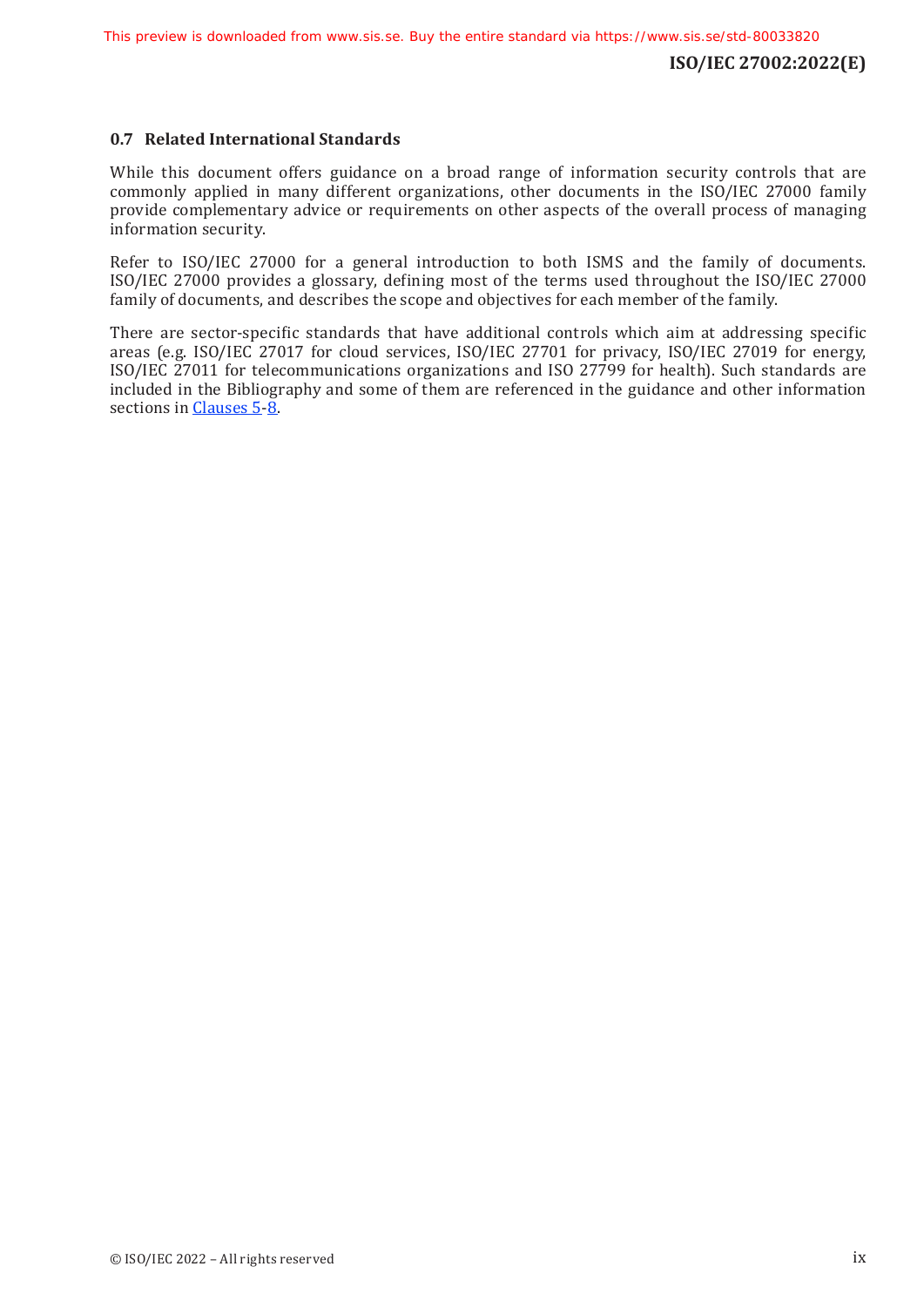### 0.7 Related International Standards

While this document offers guidance on a broad range of information security controls that are commonly applied in many different organizations, other documents in the ISO/IEC 27000 family provide complementary advice or requirements on other aspects of the overall process of managing information security.

Refer to ISO/IEC 27000 for a general introduction to both ISMS and the family of documents. ISO/IEC 27000 provides a glossary, defining most of the terms used throughout the ISO/IEC 27000 family of documents, and describes the scope and objectives for each member of the family.

There are sector-specific standards that have additional controls which aim at addressing specific areas (e.g. ISO/IEC 27017 for cloud services, ISO/IEC 27701 for privacy, ISO/IEC 27019 for energy, ISO/IEC 27011 for telecommunications organizations and ISO 27799 for health). Such standards are included in the Bibliography and some of them are referenced in the guidance and other information sections in Clauses 5-8.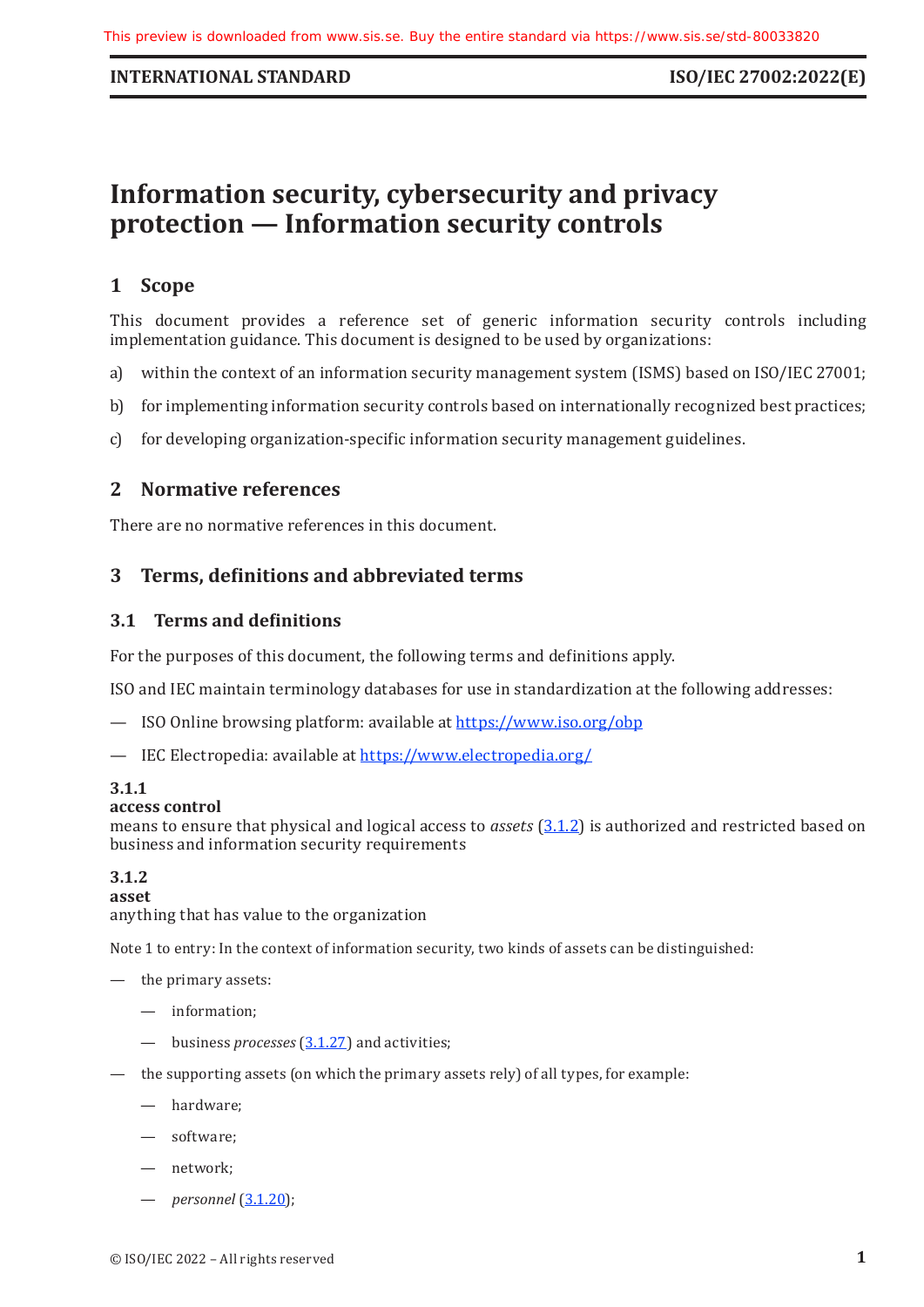# Information security, cybersecurity and privacy protection — Information security controls

## 1 Scope

This document provides a reference set of generic information security controls including implementation guidance. This document is designed to be used by organizations:

a) within the context of an information security management system (ISMS) based on ISO/IEC 27001;

b) for implementing information security controls based on internationally recognized best practices;

c) for developing organization-specific information security management guidelines.

## 2 Normative references

There are no normative references in this document.

## 3 Terms, definitions and abbreviated terms

### 3.1 Terms and definitions

For the purposes of this document, the following terms and definitions apply.

ISO and IEC maintain terminology databases for use in standardization at the following addresses:

— ISO Online browsing platform: available at https://www.iso.org/obp

— IEC Electropedia: available at https://www.electropedia.org/

**3.1.1**
**access control**
means to ensure that physical and logical access to *assets* (3.1.2) is authorized and restricted based on business and information security requirements

**3.1.2**
**asset**
anything that has value to the organization

Note 1 to entry: In the context of information security, two kinds of assets can be distinguished:

— the primary assets:
  — information;
  — business *processes* (3.1.27) and activities;

— the supporting assets (on which the primary assets rely) of all types, for example:
  — hardware;
  — software;
  — network;
  — *personnel* (3.1.20);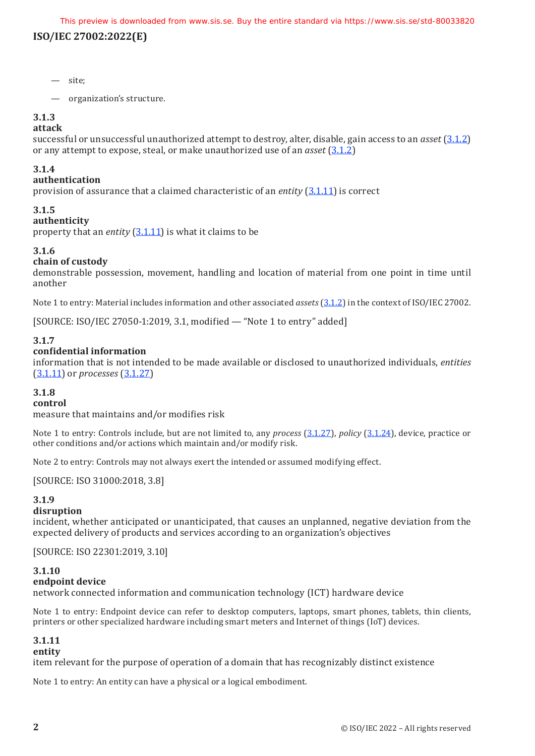— site;

— organization's structure.

**3.1.3**
**attack**
successful or unsuccessful unauthorized attempt to destroy, alter, disable, gain access to an *asset* (3.1.2) or any attempt to expose, steal, or make unauthorized use of an *asset* (3.1.2)

**3.1.4**
**authentication**
provision of assurance that a claimed characteristic of an *entity* (3.1.11) is correct

**3.1.5**
**authenticity**
property that an *entity* (3.1.11) is what it claims to be

**3.1.6**
**chain of custody**
demonstrable possession, movement, handling and location of material from one point in time until another

Note 1 to entry: Material includes information and other associated *assets* (3.1.2) in the context of ISO/IEC 27002.

[SOURCE: ISO/IEC 27050-1:2019, 3.1, modified — "Note 1 to entry" added]

**3.1.7**
**confidential information**
information that is not intended to be made available or disclosed to unauthorized individuals, *entities* (3.1.11) or *processes* (3.1.27)

**3.1.8**
**control**
measure that maintains and/or modifies risk

Note 1 to entry: Controls include, but are not limited to, any *process* (3.1.27), *policy* (3.1.24), device, practice or other conditions and/or actions which maintain and/or modify risk.

Note 2 to entry: Controls may not always exert the intended or assumed modifying effect.

[SOURCE: ISO 31000:2018, 3.8]

**3.1.9**
**disruption**
incident, whether anticipated or unanticipated, that causes an unplanned, negative deviation from the expected delivery of products and services according to an organization's objectives

[SOURCE: ISO 22301:2019, 3.10]

**3.1.10**
**endpoint device**
network connected information and communication technology (ICT) hardware device

Note 1 to entry: Endpoint device can refer to desktop computers, laptops, smart phones, tablets, thin clients, printers or other specialized hardware including smart meters and Internet of things (IoT) devices.

**3.1.11**
**entity**
item relevant for the purpose of operation of a domain that has recognizably distinct existence

Note 1 to entry: An entity can have a physical or a logical embodiment.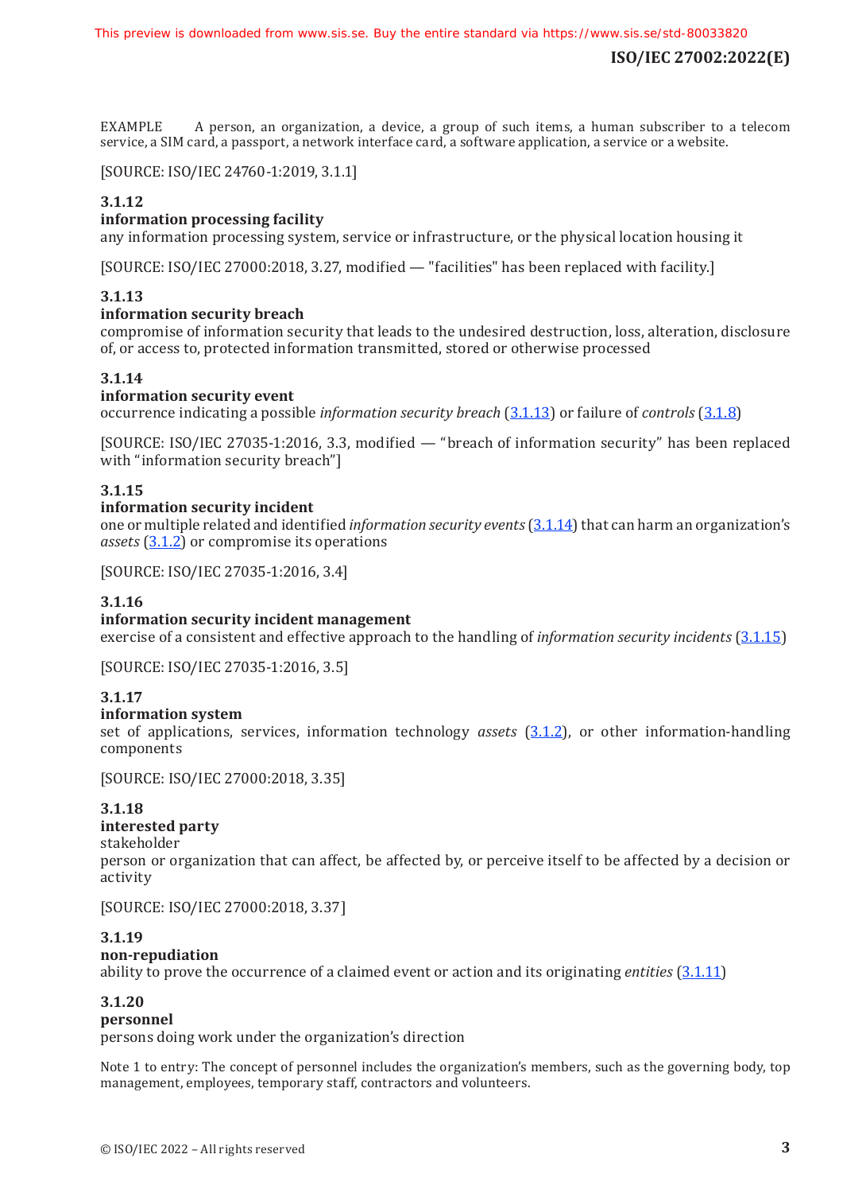EXAMPLE A person, an organization, a device, a group of such items, a human subscriber to a telecom service, a SIM card, a passport, a network interface card, a software application, a service or a website.

[SOURCE: ISO/IEC 24760-1:2019, 3.1.1]

**3.1.12**
**information processing facility**
any information processing system, service or infrastructure, or the physical location housing it

[SOURCE: ISO/IEC 27000:2018, 3.27, modified — "facilities" has been replaced with facility.]

**3.1.13**
**information security breach**
compromise of information security that leads to the undesired destruction, loss, alteration, disclosure of, or access to, protected information transmitted, stored or otherwise processed

**3.1.14**
**information security event**
occurrence indicating a possible *information security breach* (3.1.13) or failure of *controls* (3.1.8)

[SOURCE: ISO/IEC 27035-1:2016, 3.3, modified — "breach of information security" has been replaced with "information security breach"]

**3.1.15**
**information security incident**
one or multiple related and identified *information security events* (3.1.14) that can harm an organization's *assets* (3.1.2) or compromise its operations

[SOURCE: ISO/IEC 27035-1:2016, 3.4]

**3.1.16**
**information security incident management**
exercise of a consistent and effective approach to the handling of *information security incidents* (3.1.15)

[SOURCE: ISO/IEC 27035-1:2016, 3.5]

**3.1.17**
**information system**
set of applications, services, information technology *assets* (3.1.2), or other information-handling components

[SOURCE: ISO/IEC 27000:2018, 3.35]

**3.1.18**
**interested party**
stakeholder
person or organization that can affect, be affected by, or perceive itself to be affected by a decision or activity

[SOURCE: ISO/IEC 27000:2018, 3.37]

**3.1.19**
**non-repudiation**
ability to prove the occurrence of a claimed event or action and its originating *entities* (3.1.11)

**3.1.20**
**personnel**
persons doing work under the organization's direction

Note 1 to entry: The concept of personnel includes the organization's members, such as the governing body, top management, employees, temporary staff, contractors and volunteers.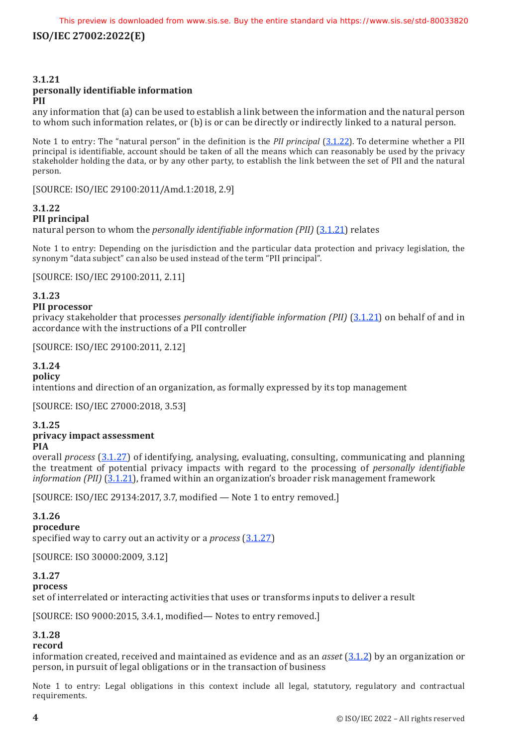**3.1.21**
**personally identifiable information**
**PII**
any information that (a) can be used to establish a link between the information and the natural person to whom such information relates, or (b) is or can be directly or indirectly linked to a natural person.

Note 1 to entry: The "natural person" in the definition is the *PII principal* (3.1.22). To determine whether a PII principal is identifiable, account should be taken of all the means which can reasonably be used by the privacy stakeholder holding the data, or by any other party, to establish the link between the set of PII and the natural person.

[SOURCE: ISO/IEC 29100:2011/Amd.1:2018, 2.9]

**3.1.22**
**PII principal**
natural person to whom the *personally identifiable information (PII)* (3.1.21) relates

Note 1 to entry: Depending on the jurisdiction and the particular data protection and privacy legislation, the synonym "data subject" can also be used instead of the term "PII principal".

[SOURCE: ISO/IEC 29100:2011, 2.11]

**3.1.23**
**PII processor**
privacy stakeholder that processes *personally identifiable information (PII)* (3.1.21) on behalf of and in accordance with the instructions of a PII controller

[SOURCE: ISO/IEC 29100:2011, 2.12]

**3.1.24**
**policy**
intentions and direction of an organization, as formally expressed by its top management

[SOURCE: ISO/IEC 27000:2018, 3.53]

**3.1.25**
**privacy impact assessment**
**PIA**
overall *process* (3.1.27) of identifying, analysing, evaluating, consulting, communicating and planning the treatment of potential privacy impacts with regard to the processing of *personally identifiable information (PII)* (3.1.21), framed within an organization's broader risk management framework

[SOURCE: ISO/IEC 29134:2017, 3.7, modified — Note 1 to entry removed.]

**3.1.26**
**procedure**
specified way to carry out an activity or a *process* (3.1.27)

[SOURCE: ISO 30000:2009, 3.12]

**3.1.27**
**process**
set of interrelated or interacting activities that uses or transforms inputs to deliver a result

[SOURCE: ISO 9000:2015, 3.4.1, modified— Notes to entry removed.]

**3.1.28**
**record**
information created, received and maintained as evidence and as an *asset* (3.1.2) by an organization or person, in pursuit of legal obligations or in the transaction of business

Note 1 to entry: Legal obligations in this context include all legal, statutory, regulatory and contractual requirements.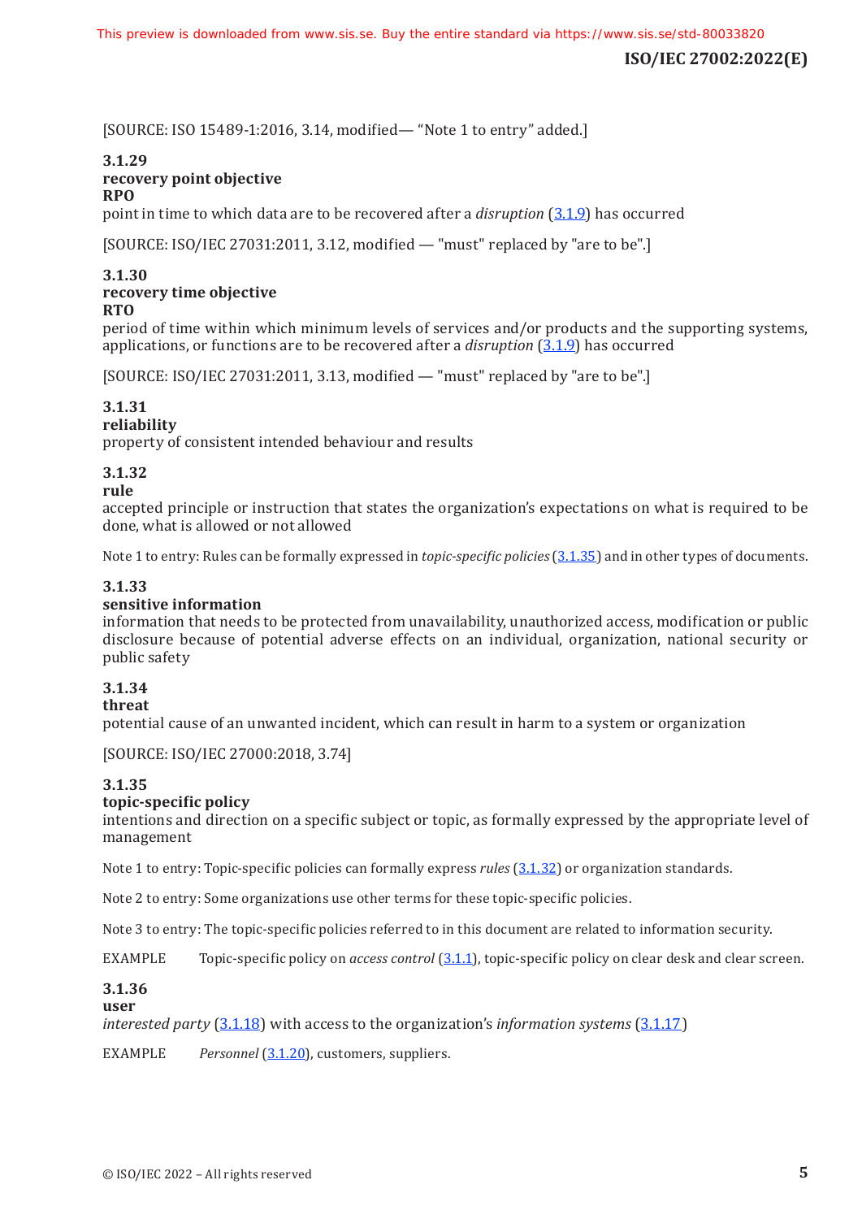[SOURCE: ISO 15489-1:2016, 3.14, modified— "Note 1 to entry" added.]

### 3.1.29
**recovery point objective**
**RPO**
point in time to which data are to be recovered after a *disruption* (3.1.9) has occurred

[SOURCE: ISO/IEC 27031:2011, 3.12, modified — "must" replaced by "are to be".]

### 3.1.30
**recovery time objective**
**RTO**
period of time within which minimum levels of services and/or products and the supporting systems, applications, or functions are to be recovered after a *disruption* (3.1.9) has occurred

[SOURCE: ISO/IEC 27031:2011, 3.13, modified — "must" replaced by "are to be".]

### 3.1.31
**reliability**
property of consistent intended behaviour and results

### 3.1.32
**rule**
accepted principle or instruction that states the organization's expectations on what is required to be done, what is allowed or not allowed

Note 1 to entry: Rules can be formally expressed in *topic-specific policies* (3.1.35) and in other types of documents.

### 3.1.33
**sensitive information**
information that needs to be protected from unavailability, unauthorized access, modification or public disclosure because of potential adverse effects on an individual, organization, national security or public safety

### 3.1.34
**threat**
potential cause of an unwanted incident, which can result in harm to a system or organization

[SOURCE: ISO/IEC 27000:2018, 3.74]

### 3.1.35
**topic-specific policy**
intentions and direction on a specific subject or topic, as formally expressed by the appropriate level of management

Note 1 to entry: Topic-specific policies can formally express *rules* (3.1.32) or organization standards.

Note 2 to entry: Some organizations use other terms for these topic-specific policies.

Note 3 to entry: The topic-specific policies referred to in this document are related to information security.

EXAMPLE Topic-specific policy on *access control* (3.1.1), topic-specific policy on clear desk and clear screen.

### 3.1.36
**user**
*interested party* (3.1.18) with access to the organization's *information systems* (3.1.17)

EXAMPLE *Personnel* (3.1.20), customers, suppliers.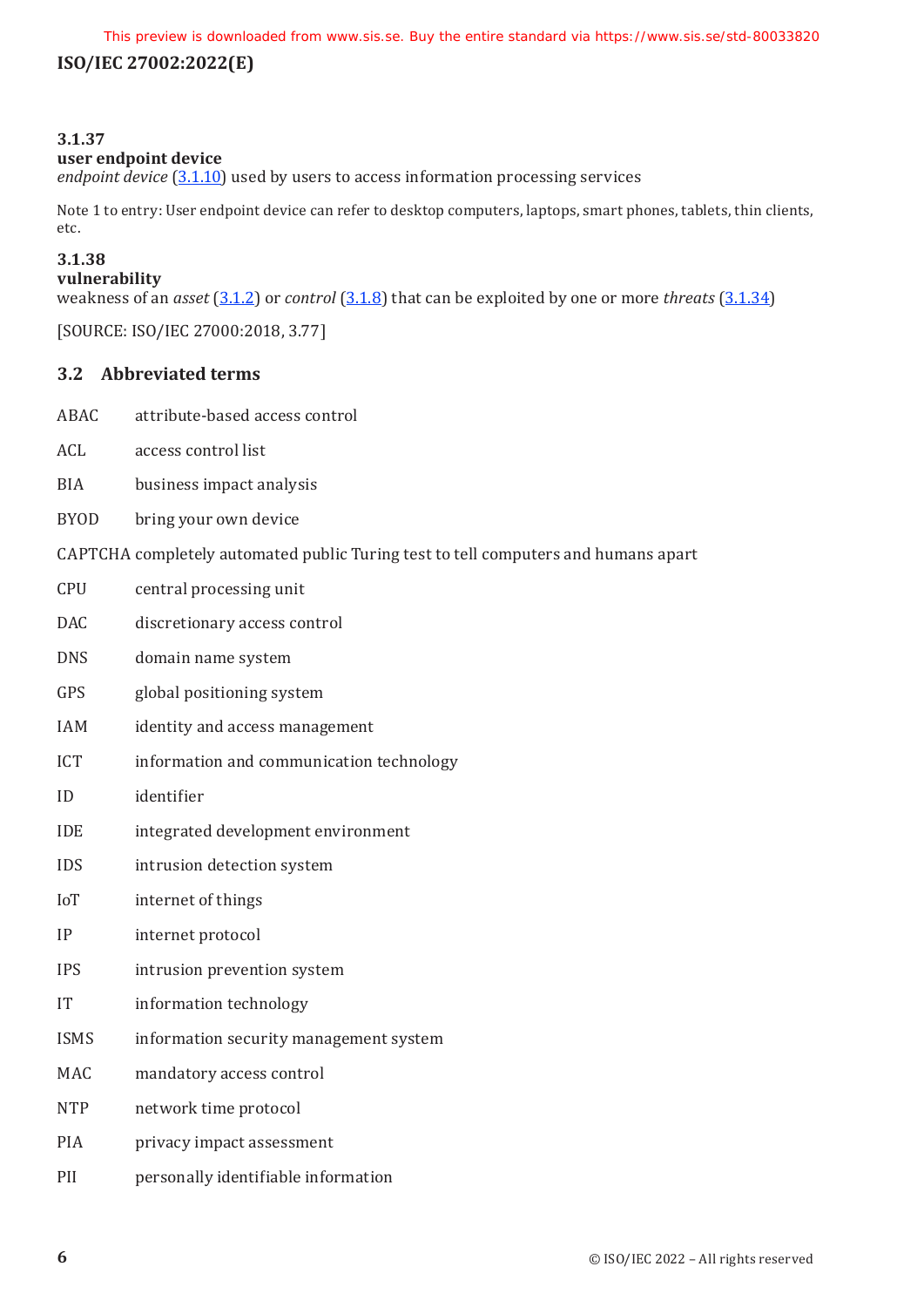**3.1.37**
**user endpoint device**
*endpoint device* (3.1.10) used by users to access information processing services

Note 1 to entry: User endpoint device can refer to desktop computers, laptops, smart phones, tablets, thin clients, etc.

**3.1.38**
**vulnerability**
weakness of an *asset* (3.1.2) or *control* (3.1.8) that can be exploited by one or more *threats* (3.1.34)

[SOURCE: ISO/IEC 27000:2018, 3.77]

## 3.2 Abbreviated terms

ABAC attribute-based access control

ACL access control list

BIA business impact analysis

BYOD bring your own device

CAPTCHA completely automated public Turing test to tell computers and humans apart

CPU central processing unit

DAC discretionary access control

DNS domain name system

GPS global positioning system

IAM identity and access management

ICT information and communication technology

ID identifier

IDE integrated development environment

IDS intrusion detection system

IoT internet of things

IP internet protocol

IPS intrusion prevention system

IT information technology

ISMS information security management system

MAC mandatory access control

NTP network time protocol

PIA privacy impact assessment

PII personally identifiable information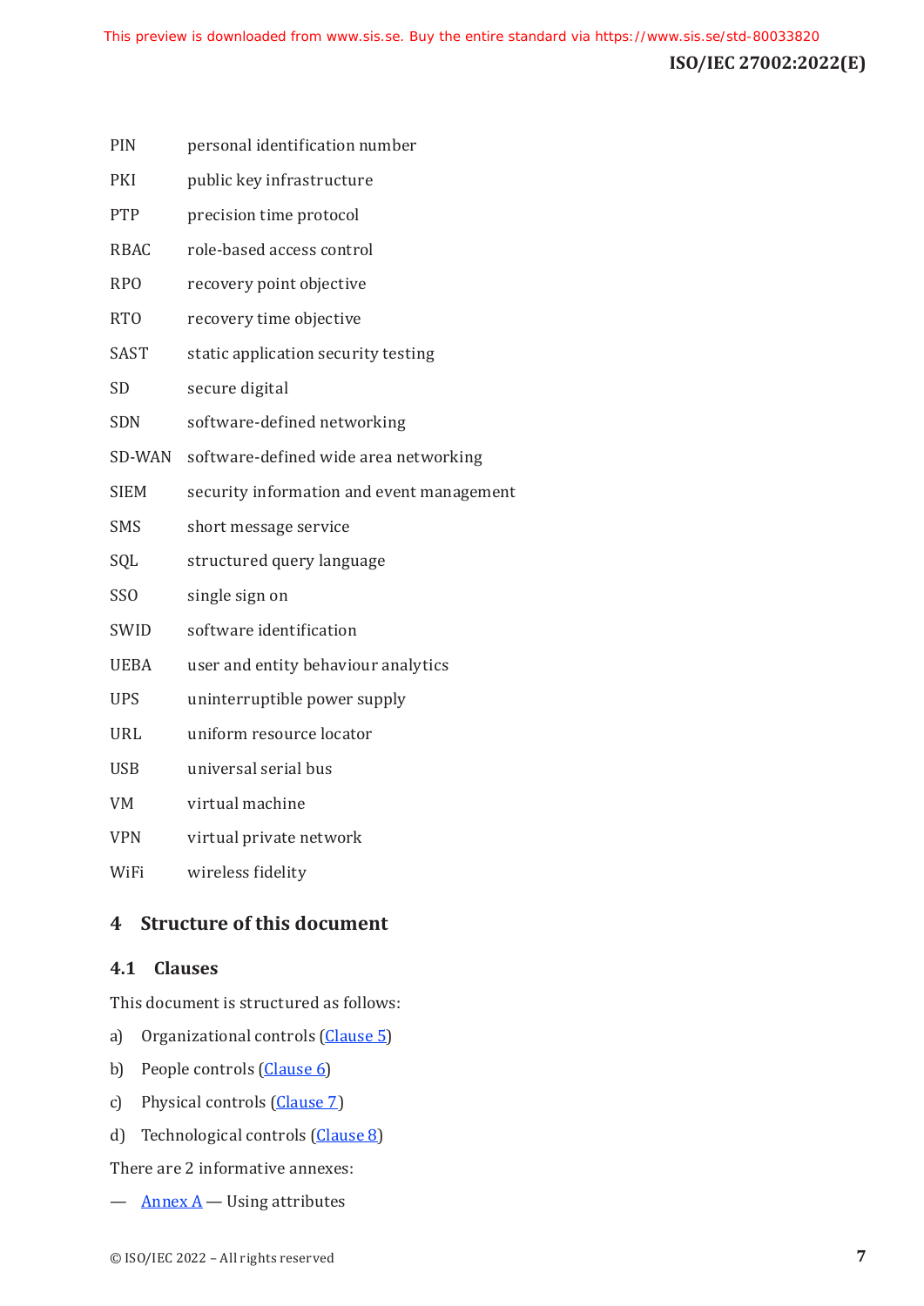PIN personal identification number

PKI public key infrastructure

PTP precision time protocol

RBAC role-based access control

RPO recovery point objective

RTO recovery time objective

SAST static application security testing

SD secure digital

SDN software-defined networking

SD-WAN software-defined wide area networking

SIEM security information and event management

SMS short message service

SQL structured query language

SSO single sign on

SWID software identification

UEBA user and entity behaviour analytics

UPS uninterruptible power supply

URL uniform resource locator

USB universal serial bus

VM virtual machine

VPN virtual private network

WiFi wireless fidelity

# 4 Structure of this document

## 4.1 Clauses

This document is structured as follows:

a) Organizational controls (Clause 5)

b) People controls (Clause 6)

c) Physical controls (Clause 7)

d) Technological controls (Clause 8)

There are 2 informative annexes:

— Annex A — Using attributes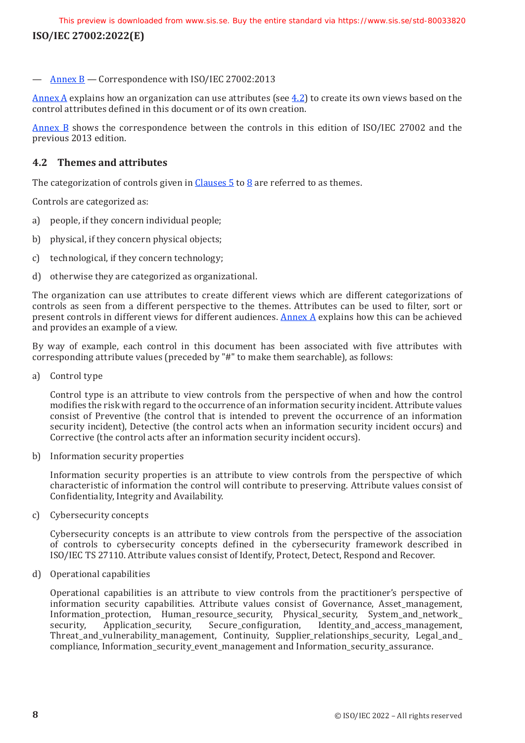— Annex B — Correspondence with ISO/IEC 27002:2013

Annex A explains how an organization can use attributes (see 4.2) to create its own views based on the control attributes defined in this document or of its own creation.

Annex B shows the correspondence between the controls in this edition of ISO/IEC 27002 and the previous 2013 edition.

### 4.2 Themes and attributes

The categorization of controls given in Clauses 5 to 8 are referred to as themes.

Controls are categorized as:

a) people, if they concern individual people;

b) physical, if they concern physical objects;

c) technological, if they concern technology;

d) otherwise they are categorized as organizational.

The organization can use attributes to create different views which are different categorizations of controls as seen from a different perspective to the themes. Attributes can be used to filter, sort or present controls in different views for different audiences. Annex A explains how this can be achieved and provides an example of a view.

By way of example, each control in this document has been associated with five attributes with corresponding attribute values (preceded by "#" to make them searchable), as follows:

a) Control type

   Control type is an attribute to view controls from the perspective of when and how the control modifies the risk with regard to the occurrence of an information security incident. Attribute values consist of Preventive (the control that is intended to prevent the occurrence of an information security incident), Detective (the control acts when an information security incident occurs) and Corrective (the control acts after an information security incident occurs).

b) Information security properties

   Information security properties is an attribute to view controls from the perspective of which characteristic of information the control will contribute to preserving. Attribute values consist of Confidentiality, Integrity and Availability.

c) Cybersecurity concepts

   Cybersecurity concepts is an attribute to view controls from the perspective of the association of controls to cybersecurity concepts defined in the cybersecurity framework described in ISO/IEC TS 27110. Attribute values consist of Identify, Protect, Detect, Respond and Recover.

d) Operational capabilities

   Operational capabilities is an attribute to view controls from the practitioner's perspective of information security capabilities. Attribute values consist of Governance, Asset_management, Information_protection, Human_resource_security, Physical_security, System_and_network_security, Application_security, Secure_configuration, Identity_and_access_management, Threat_and_vulnerability_management, Continuity, Supplier_relationships_security, Legal_and_compliance, Information_security_event_management and Information_security_assurance.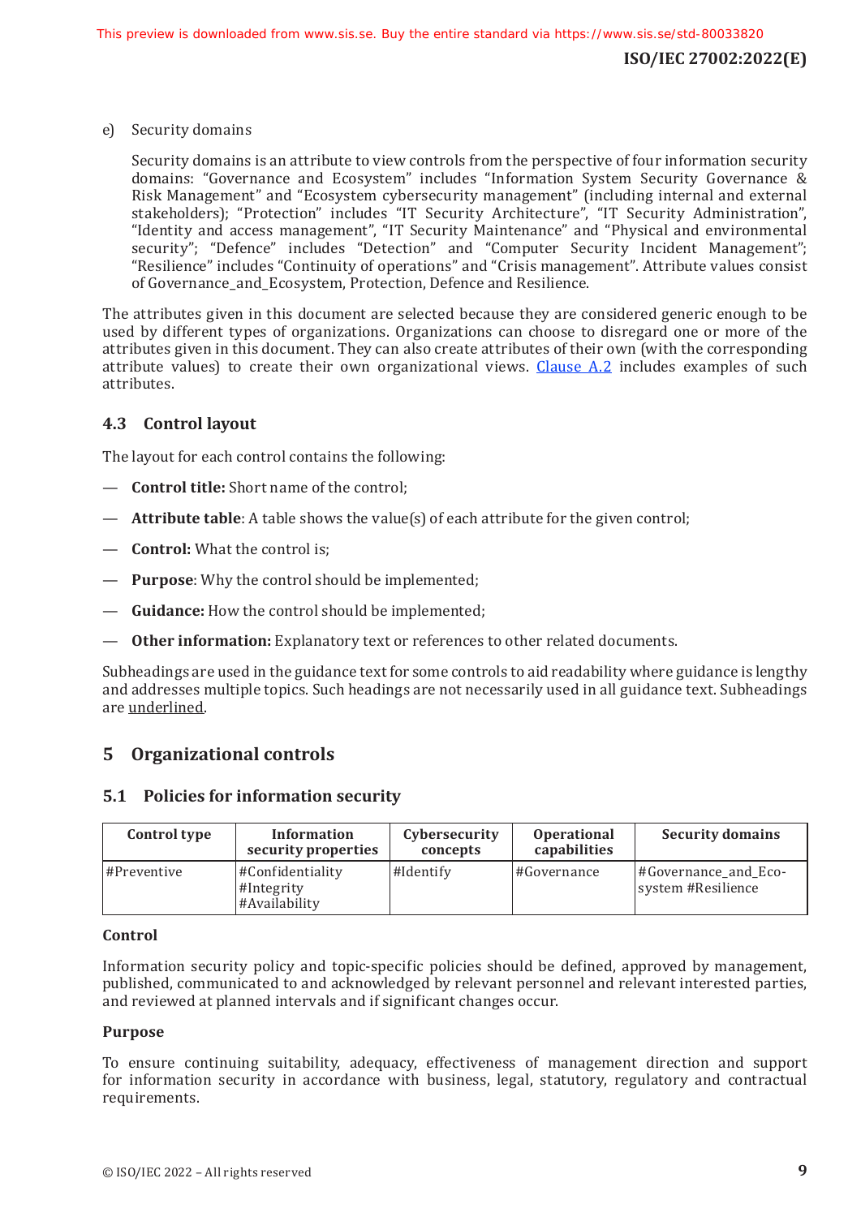e) Security domains

Security domains is an attribute to view controls from the perspective of four information security domains: "Governance and Ecosystem" includes "Information System Security Governance & Risk Management" and "Ecosystem cybersecurity management" (including internal and external stakeholders); "Protection" includes "IT Security Architecture", "IT Security Administration", "Identity and access management", "IT Security Maintenance" and "Physical and environmental security"; "Defence" includes "Detection" and "Computer Security Incident Management"; "Resilience" includes "Continuity of operations" and "Crisis management". Attribute values consist of Governance_and_Ecosystem, Protection, Defence and Resilience.

The attributes given in this document are selected because they are considered generic enough to be used by different types of organizations. Organizations can choose to disregard one or more of the attributes given in this document. They can also create attributes of their own (with the corresponding attribute values) to create their own organizational views. Clause A.2 includes examples of such attributes.

### 4.3 Control layout

The layout for each control contains the following:

— **Control title:** Short name of the control;

— **Attribute table**: A table shows the value(s) of each attribute for the given control;

— **Control:** What the control is;

— **Purpose**: Why the control should be implemented;

— **Guidance:** How the control should be implemented;

— **Other information:** Explanatory text or references to other related documents.

Subheadings are used in the guidance text for some controls to aid readability where guidance is lengthy and addresses multiple topics. Such headings are not necessarily used in all guidance text. Subheadings are underlined.

## 5 Organizational controls

### 5.1 Policies for information security

| Control type | Information security properties | Cybersecurity concepts | Operational capabilities | Security domains |
|---|---|---|---|---|
| #Preventive | #Confidentiality #Integrity #Availability | #Identify | #Governance | #Governance_and_Ecosystem #Resilience |

**Control**

Information security policy and topic-specific policies should be defined, approved by management, published, communicated to and acknowledged by relevant personnel and relevant interested parties, and reviewed at planned intervals and if significant changes occur.

**Purpose**

To ensure continuing suitability, adequacy, effectiveness of management direction and support for information security in accordance with business, legal, statutory, regulatory and contractual requirements.